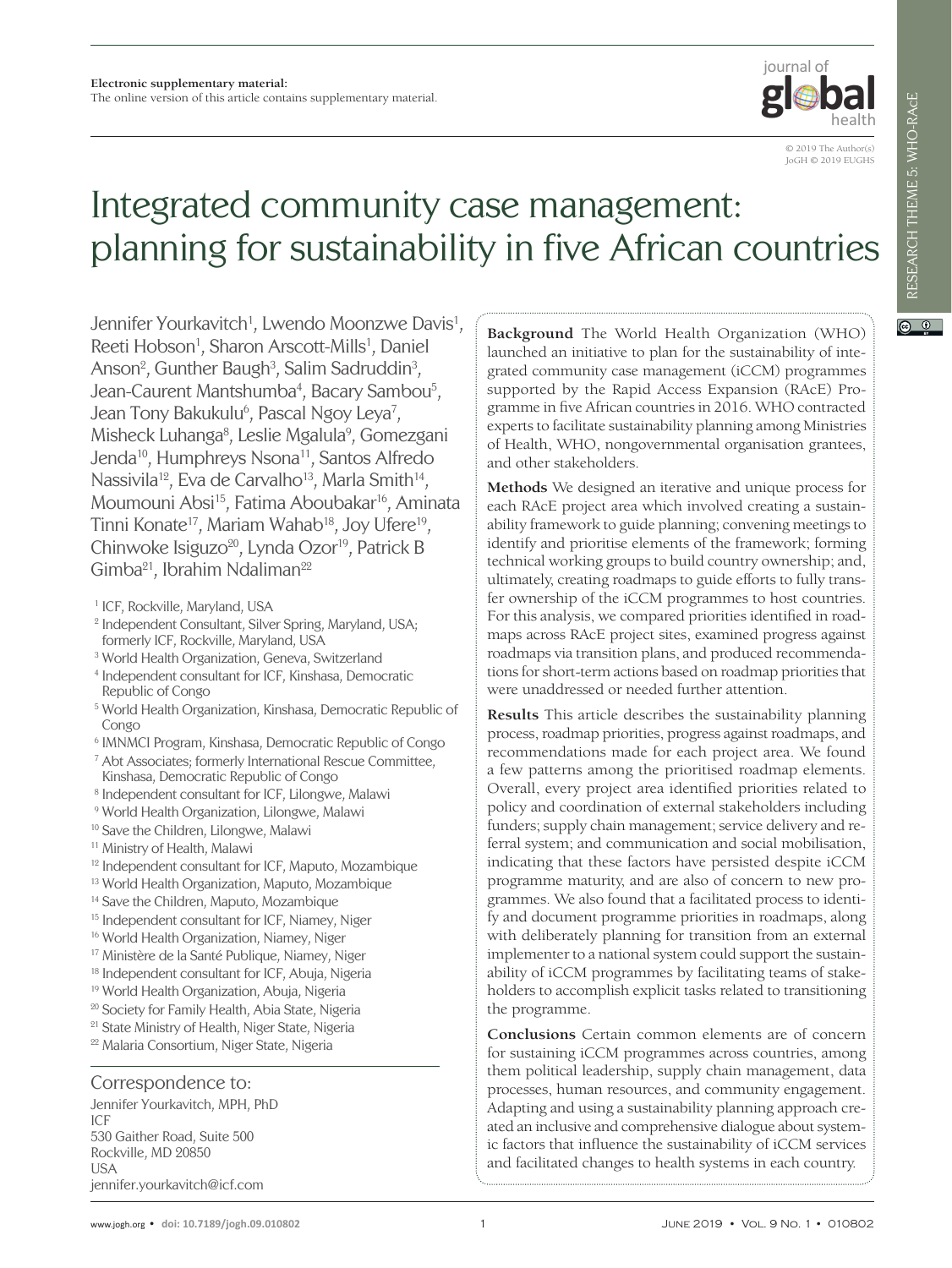**Electronic supplementary material:**
The online version of this article contains supplementary material.

© 2019 The Author(s)
JoGH © 2019 EUGHS

# Integrated community case management: planning for sustainability in five African countries

Jennifer Yourkavitch[1], Lwendo Moonzwe Davis[1], Reeti Hobson[1], Sharon Arscott-Mills[1], Daniel Anson[2], Gunther Baugh[3], Salim Sadruddin[3], Jean-Caurent Mantshumba[4], Bacary Sambou[5], Jean Tony Bakukulu[6], Pascal Ngoy Leya[7], Misheck Luhanga[8], Leslie Mgalula[9], Gomezgani Jenda[10], Humphreys Nsona[11], Santos Alfredo Nassivila[12], Eva de Carvalho[13], Marla Smith[14], Moumouni Absi[15], Fatima Aboubakar[16], Aminata Tinni Konate[17], Mariam Wahab[18], Joy Ufere[19], Chinwoke Isiguzo[20], Lynda Ozor[19], Patrick B Gimba[21], Ibrahim Ndaliman[22]

[1] ICF, Rockville, Maryland, USA
[2] Independent Consultant, Silver Spring, Maryland, USA; formerly ICF, Rockville, Maryland, USA
[3] World Health Organization, Geneva, Switzerland
[4] Independent consultant for ICF, Kinshasa, Democratic Republic of Congo
[5] World Health Organization, Kinshasa, Democratic Republic of Congo
[6] IMNMCI Program, Kinshasa, Democratic Republic of Congo
[7] Abt Associates; formerly International Rescue Committee, Kinshasa, Democratic Republic of Congo
[8] Independent consultant for ICF, Lilongwe, Malawi
[9] World Health Organization, Lilongwe, Malawi
[10] Save the Children, Lilongwe, Malawi
[11] Ministry of Health, Malawi
[12] Independent consultant for ICF, Maputo, Mozambique
[13] World Health Organization, Maputo, Mozambique
[14] Save the Children, Maputo, Mozambique
[15] Independent consultant for ICF, Niamey, Niger
[16] World Health Organization, Niamey, Niger
[17] Ministère de la Santé Publique, Niamey, Niger
[18] Independent consultant for ICF, Abuja, Nigeria
[19] World Health Organization, Abuja, Nigeria
[20] Society for Family Health, Abia State, Nigeria
[21] State Ministry of Health, Niger State, Nigeria
[22] Malaria Consortium, Niger State, Nigeria

**Correspondence to:**
Jennifer Yourkavitch, MPH, PhD
ICF
530 Gaither Road, Suite 500
Rockville, MD 20850
USA
jennifer.yourkavitch@icf.com

**Background** The World Health Organization (WHO) launched an initiative to plan for the sustainability of integrated community case management (iCCM) programmes supported by the Rapid Access Expansion (RAcE) Programme in five African countries in 2016. WHO contracted experts to facilitate sustainability planning among Ministries of Health, WHO, nongovernmental organisation grantees, and other stakeholders.

**Methods** We designed an iterative and unique process for each RAcE project area which involved creating a sustainability framework to guide planning; convening meetings to identify and prioritise elements of the framework; forming technical working groups to build country ownership; and, ultimately, creating roadmaps to guide efforts to fully transfer ownership of the iCCM programmes to host countries. For this analysis, we compared priorities identified in roadmaps across RAcE project sites, examined progress against roadmaps via transition plans, and produced recommendations for short-term actions based on roadmap priorities that were unaddressed or needed further attention.

**Results** This article describes the sustainability planning process, roadmap priorities, progress against roadmaps, and recommendations made for each project area. We found a few patterns among the prioritised roadmap elements. Overall, every project area identified priorities related to policy and coordination of external stakeholders including funders; supply chain management; service delivery and referral system; and communication and social mobilisation, indicating that these factors have persisted despite iCCM programme maturity, and are also of concern to new programmes. We also found that a facilitated process to identify and document programme priorities in roadmaps, along with deliberately planning for transition from an external implementer to a national system could support the sustainability of iCCM programmes by facilitating teams of stakeholders to accomplish explicit tasks related to transitioning the programme.

**Conclusions** Certain common elements are of concern for sustaining iCCM programmes across countries, among them political leadership, supply chain management, data processes, human resources, and community engagement. Adapting and using a sustainability planning approach created an inclusive and comprehensive dialogue about systemic factors that influence the sustainability of iCCM services and facilitated changes to health systems in each country.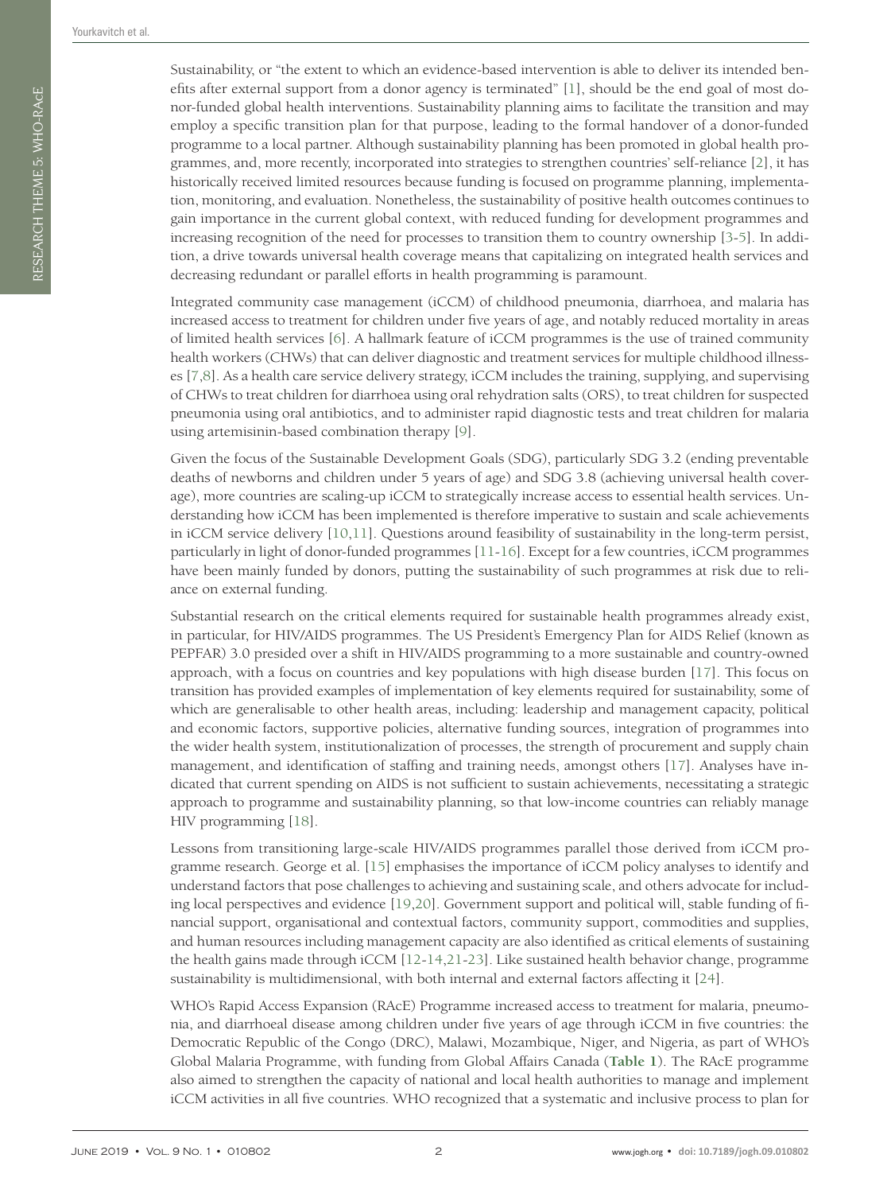Sustainability, or "the extent to which an evidence-based intervention is able to deliver its intended benefits after external support from a donor agency is terminated" [1], should be the end goal of most donor-funded global health interventions. Sustainability planning aims to facilitate the transition and may employ a specific transition plan for that purpose, leading to the formal handover of a donor-funded programme to a local partner. Although sustainability planning has been promoted in global health programmes, and, more recently, incorporated into strategies to strengthen countries' self-reliance [2], it has historically received limited resources because funding is focused on programme planning, implementation, monitoring, and evaluation. Nonetheless, the sustainability of positive health outcomes continues to gain importance in the current global context, with reduced funding for development programmes and increasing recognition of the need for processes to transition them to country ownership [3-5]. In addition, a drive towards universal health coverage means that capitalizing on integrated health services and decreasing redundant or parallel efforts in health programming is paramount.

Integrated community case management (iCCM) of childhood pneumonia, diarrhoea, and malaria has increased access to treatment for children under five years of age, and notably reduced mortality in areas of limited health services [6]. A hallmark feature of iCCM programmes is the use of trained community health workers (CHWs) that can deliver diagnostic and treatment services for multiple childhood illnesses [7,8]. As a health care service delivery strategy, iCCM includes the training, supplying, and supervising of CHWs to treat children for diarrhoea using oral rehydration salts (ORS), to treat children for suspected pneumonia using oral antibiotics, and to administer rapid diagnostic tests and treat children for malaria using artemisinin-based combination therapy [9].

Given the focus of the Sustainable Development Goals (SDG), particularly SDG 3.2 (ending preventable deaths of newborns and children under 5 years of age) and SDG 3.8 (achieving universal health coverage), more countries are scaling-up iCCM to strategically increase access to essential health services. Understanding how iCCM has been implemented is therefore imperative to sustain and scale achievements in iCCM service delivery [10,11]. Questions around feasibility of sustainability in the long-term persist, particularly in light of donor-funded programmes [11-16]. Except for a few countries, iCCM programmes have been mainly funded by donors, putting the sustainability of such programmes at risk due to reliance on external funding.

Substantial research on the critical elements required for sustainable health programmes already exist, in particular, for HIV/AIDS programmes. The US President's Emergency Plan for AIDS Relief (known as PEPFAR) 3.0 presided over a shift in HIV/AIDS programming to a more sustainable and country-owned approach, with a focus on countries and key populations with high disease burden [17]. This focus on transition has provided examples of implementation of key elements required for sustainability, some of which are generalisable to other health areas, including: leadership and management capacity, political and economic factors, supportive policies, alternative funding sources, integration of programmes into the wider health system, institutionalization of processes, the strength of procurement and supply chain management, and identification of staffing and training needs, amongst others [17]. Analyses have indicated that current spending on AIDS is not sufficient to sustain achievements, necessitating a strategic approach to programme and sustainability planning, so that low-income countries can reliably manage HIV programming [18].

Lessons from transitioning large-scale HIV/AIDS programmes parallel those derived from iCCM programme research. George et al. [15] emphasises the importance of iCCM policy analyses to identify and understand factors that pose challenges to achieving and sustaining scale, and others advocate for including local perspectives and evidence [19,20]. Government support and political will, stable funding of financial support, organisational and contextual factors, community support, commodities and supplies, and human resources including management capacity are also identified as critical elements of sustaining the health gains made through iCCM [12-14,21-23]. Like sustained health behavior change, programme sustainability is multidimensional, with both internal and external factors affecting it [24].

WHO's Rapid Access Expansion (RAcE) Programme increased access to treatment for malaria, pneumonia, and diarrhoeal disease among children under five years of age through iCCM in five countries: the Democratic Republic of the Congo (DRC), Malawi, Mozambique, Niger, and Nigeria, as part of WHO's Global Malaria Programme, with funding from Global Affairs Canada (**Table 1**). The RAcE programme also aimed to strengthen the capacity of national and local health authorities to manage and implement iCCM activities in all five countries. WHO recognized that a systematic and inclusive process to plan for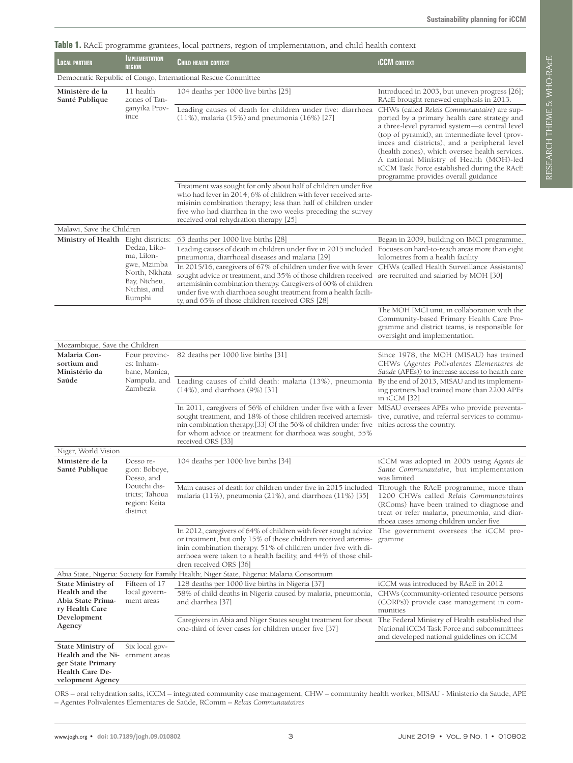**Table 1.** RAcE programme grantees, local partners, region of implementation, and child health context

| Local partner | Implementation region | Child health context | iCCM context |
|---|---|---|---|
| Democratic Republic of Congo, International Rescue Committee | | | |
| **Ministère de la Santé Publique** | 11 health zones of Tanganyika Province | 104 deaths per 1000 live births [25] | Introduced in 2003, but uneven progress [26]; RAcE brought renewed emphasis in 2013. |
| | | Leading causes of death for children under five: diarrhoea (11%), malaria (15%) and pneumonia (16%) [27] | CHWs (called *Relais Communautaire*) are supported by a primary health care strategy and a three-level pyramid system—a central level (top of pyramid), an intermediate level (provinces and districts), and a peripheral level (health zones), which oversee health services. A national Ministry of Health (MOH)-led iCCM Task Force established during the RAcE programme provides overall guidance |
| | | Treatment was sought for only about half of children under five who had fever in 2014; 6% of children with fever received artemisinin combination therapy; less than half of children under five who had diarrhea in the two weeks preceding the survey received oral rehydration therapy [25] | |
| Malawi, Save the Children | | | |
| **Ministry of Health** | Eight districts: Dedza, Likoma, Lilongwe, Mzimba North, Nkhata Bay, Ntcheu, Ntchisi, and Rumphi | 63 deaths per 1000 live births [28] | Began in 2009, building on IMCI programme. |
| | | Leading causes of death in children under five in 2015 included pneumonia, diarrhoeal diseases and malaria [29] | Focuses on hard-to-reach areas more than eight kilometres from a health facility |
| | | In 2015/16, caregivers of 67% of children under five with fever sought advice or treatment, and 35% of those children received artemisinin combination therapy. Caregivers of 60% of children under five with diarrhoea sought treatment from a health facility, and 65% of those children received ORS [28] | CHWs (called Health Surveillance Assistants) are recruited and salaried by MOH [30] |
| | | | The MOH IMCI unit, in collaboration with the Community-based Primary Health Care Programme and district teams, is responsible for oversight and implementation. |
| Mozambique, Save the Children | | | |
| **Malaria Consortium and Ministério da Saúde** | Four provinces: Inhambane, Manica, Nampula, and Zambezia | 82 deaths per 1000 live births [31] | Since 1978, the MOH (MISAU) has trained CHWs (*Agentes Polivalentes Elementares de Saúde* (APEs)) to increase access to health care |
| | | Leading causes of child death: malaria (13%), pneumonia (14%), and diarrhoea (9%) [31] | By the end of 2013, MISAU and its implementing partners had trained more than 2200 APEs in iCCM [32] |
| | | In 2011, caregivers of 56% of children under five with a fever sought treatment, and 18% of those children received artemisinin combination therapy.[33] Of the 56% of children under five for whom advice or treatment for diarrhoea was sought, 55% received ORS [33] | MISAU oversees APEs who provide preventative, curative, and referral services to communities across the country. |
| Niger, World Vision | | | |
| **Ministère de la Santé Publique** | Dosso region: Boboye, Dosso, and Doutchi districts; Tahoua region: Keita district | 104 deaths per 1000 live births [34] | iCCM was adopted in 2005 using *Agents de Sante Communautaire*, but implementation was limited |
| | | Main causes of death for children under five in 2015 included malaria (11%), pneumonia (21%), and diarrhoea (11%) [35] | Through the RAcE programme, more than 1200 CHWs called *Relais Communautaires* (RComs) have been trained to diagnose and treat or refer malaria, pneumonia, and diarrhoea cases among children under five |
| | | In 2012, caregivers of 64% of children with fever sought advice or treatment, but only 15% of those children received artemisinin combination therapy. 51% of children under five with diarrhoea were taken to a health facility, and 44% of those children received ORS [36] | The government oversees the iCCM programme |
| Abia State, Nigeria: Society for Family Health; Niger State, Nigeria: Malaria Consortium | | | |
| **State Ministry of Health and the Abia State Primary Health Care Development Agency** | Fifteen of 17 local government areas | 128 deaths per 1000 live births in Nigeria [37] | iCCM was introduced by RAcE in 2012 |
| | | 58% of child deaths in Nigeria caused by malaria, pneumonia, and diarrhea [37] | CHWs (community-oriented resource persons (CORPs)) provide case management in communities |
| | | Caregivers in Abia and Niger States sought treatment for about one-third of fever cases for children under five [37] | The Federal Ministry of Health established the National iCCM Task Force and subcommittees and developed national guidelines on iCCM |
| **State Ministry of Health and the Niger State Primary Health Care Development Agency** | Six local government areas | | |

ORS – oral rehydration salts, iCCM – integrated community case management, CHW – community health worker, MISAU - Ministerio da Saude, APE – Agentes Polivalentes Elementares de Saúde, RComm – *Relais Communautaires*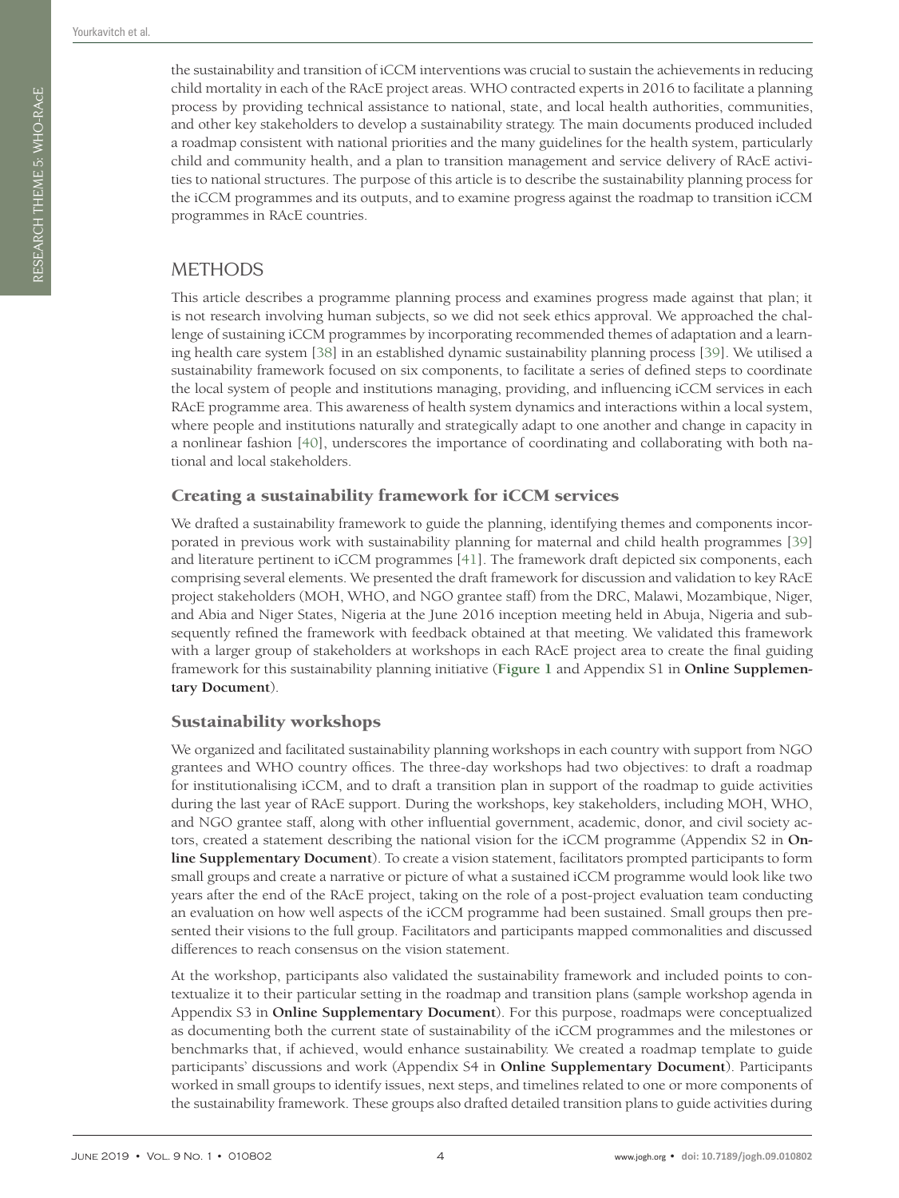the sustainability and transition of iCCM interventions was crucial to sustain the achievements in reducing child mortality in each of the RAcE project areas. WHO contracted experts in 2016 to facilitate a planning process by providing technical assistance to national, state, and local health authorities, communities, and other key stakeholders to develop a sustainability strategy. The main documents produced included a roadmap consistent with national priorities and the many guidelines for the health system, particularly child and community health, and a plan to transition management and service delivery of RAcE activities to national structures. The purpose of this article is to describe the sustainability planning process for the iCCM programmes and its outputs, and to examine progress against the roadmap to transition iCCM programmes in RAcE countries.

## METHODS

This article describes a programme planning process and examines progress made against that plan; it is not research involving human subjects, so we did not seek ethics approval. We approached the challenge of sustaining iCCM programmes by incorporating recommended themes of adaptation and a learning health care system [38] in an established dynamic sustainability planning process [39]. We utilised a sustainability framework focused on six components, to facilitate a series of defined steps to coordinate the local system of people and institutions managing, providing, and influencing iCCM services in each RAcE programme area. This awareness of health system dynamics and interactions within a local system, where people and institutions naturally and strategically adapt to one another and change in capacity in a nonlinear fashion [40], underscores the importance of coordinating and collaborating with both national and local stakeholders.

### Creating a sustainability framework for iCCM services

We drafted a sustainability framework to guide the planning, identifying themes and components incorporated in previous work with sustainability planning for maternal and child health programmes [39] and literature pertinent to iCCM programmes [41]. The framework draft depicted six components, each comprising several elements. We presented the draft framework for discussion and validation to key RAcE project stakeholders (MOH, WHO, and NGO grantee staff) from the DRC, Malawi, Mozambique, Niger, and Abia and Niger States, Nigeria at the June 2016 inception meeting held in Abuja, Nigeria and subsequently refined the framework with feedback obtained at that meeting. We validated this framework with a larger group of stakeholders at workshops in each RAcE project area to create the final guiding framework for this sustainability planning initiative (**Figure 1** and Appendix S1 in **Online Supplementary Document**).

### Sustainability workshops

We organized and facilitated sustainability planning workshops in each country with support from NGO grantees and WHO country offices. The three-day workshops had two objectives: to draft a roadmap for institutionalising iCCM, and to draft a transition plan in support of the roadmap to guide activities during the last year of RAcE support. During the workshops, key stakeholders, including MOH, WHO, and NGO grantee staff, along with other influential government, academic, donor, and civil society actors, created a statement describing the national vision for the iCCM programme (Appendix S2 in **Online Supplementary Document**). To create a vision statement, facilitators prompted participants to form small groups and create a narrative or picture of what a sustained iCCM programme would look like two years after the end of the RAcE project, taking on the role of a post-project evaluation team conducting an evaluation on how well aspects of the iCCM programme had been sustained. Small groups then presented their visions to the full group. Facilitators and participants mapped commonalities and discussed differences to reach consensus on the vision statement.

At the workshop, participants also validated the sustainability framework and included points to contextualize it to their particular setting in the roadmap and transition plans (sample workshop agenda in Appendix S3 in **Online Supplementary Document**). For this purpose, roadmaps were conceptualized as documenting both the current state of sustainability of the iCCM programmes and the milestones or benchmarks that, if achieved, would enhance sustainability. We created a roadmap template to guide participants' discussions and work (Appendix S4 in **Online Supplementary Document**). Participants worked in small groups to identify issues, next steps, and timelines related to one or more components of the sustainability framework. These groups also drafted detailed transition plans to guide activities during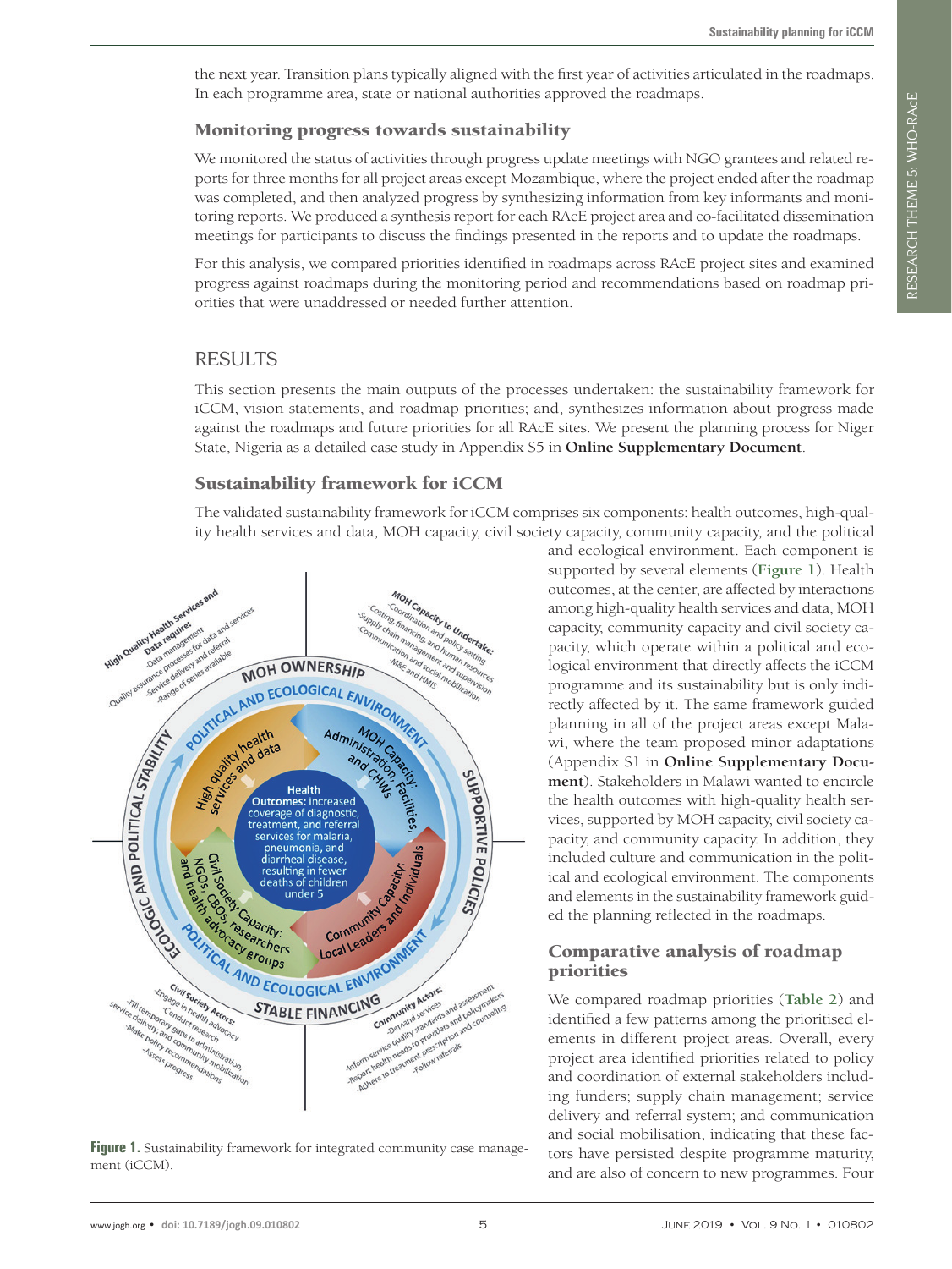the next year. Transition plans typically aligned with the first year of activities articulated in the roadmaps. In each programme area, state or national authorities approved the roadmaps.

### Monitoring progress towards sustainability

We monitored the status of activities through progress update meetings with NGO grantees and related reports for three months for all project areas except Mozambique, where the project ended after the roadmap was completed, and then analyzed progress by synthesizing information from key informants and monitoring reports. We produced a synthesis report for each RAcE project area and co-facilitated dissemination meetings for participants to discuss the findings presented in the reports and to update the roadmaps.

For this analysis, we compared priorities identified in roadmaps across RAcE project sites and examined progress against roadmaps during the monitoring period and recommendations based on roadmap priorities that were unaddressed or needed further attention.

## RESULTS

This section presents the main outputs of the processes undertaken: the sustainability framework for iCCM, vision statements, and roadmap priorities; and, synthesizes information about progress made against the roadmaps and future priorities for all RAcE sites. We present the planning process for Niger State, Nigeria as a detailed case study in Appendix S5 in **Online Supplementary Document**.

### Sustainability framework for iCCM

The validated sustainability framework for iCCM comprises six components: health outcomes, high-quality health services and data, MOH capacity, civil society capacity, community capacity, and the political and ecological environment. Each component is supported by several elements (**Figure 1**). Health outcomes, at the center, are affected by interactions among high-quality health services and data, MOH capacity, community capacity and civil society capacity, which operate within a political and ecological environment that directly affects the iCCM programme and its sustainability but is only indirectly affected by it. The same framework guided planning in all of the project areas except Malawi, where the team proposed minor adaptations (Appendix S1 in **Online Supplementary Document**). Stakeholders in Malawi wanted to encircle the health outcomes with high-quality health services, supported by MOH capacity, civil society capacity, and community capacity. In addition, they included culture and communication in the political and ecological environment. The components and elements in the sustainability framework guided the planning reflected in the roadmaps.

**Figure 1.** Sustainability framework for integrated community case management (iCCM).

### Comparative analysis of roadmap priorities

We compared roadmap priorities (**Table 2**) and identified a few patterns among the prioritised elements in different project areas. Overall, every project area identified priorities related to policy and coordination of external stakeholders including funders; supply chain management; service delivery and referral system; and communication and social mobilisation, indicating that these factors have persisted despite programme maturity, and are also of concern to new programmes. Four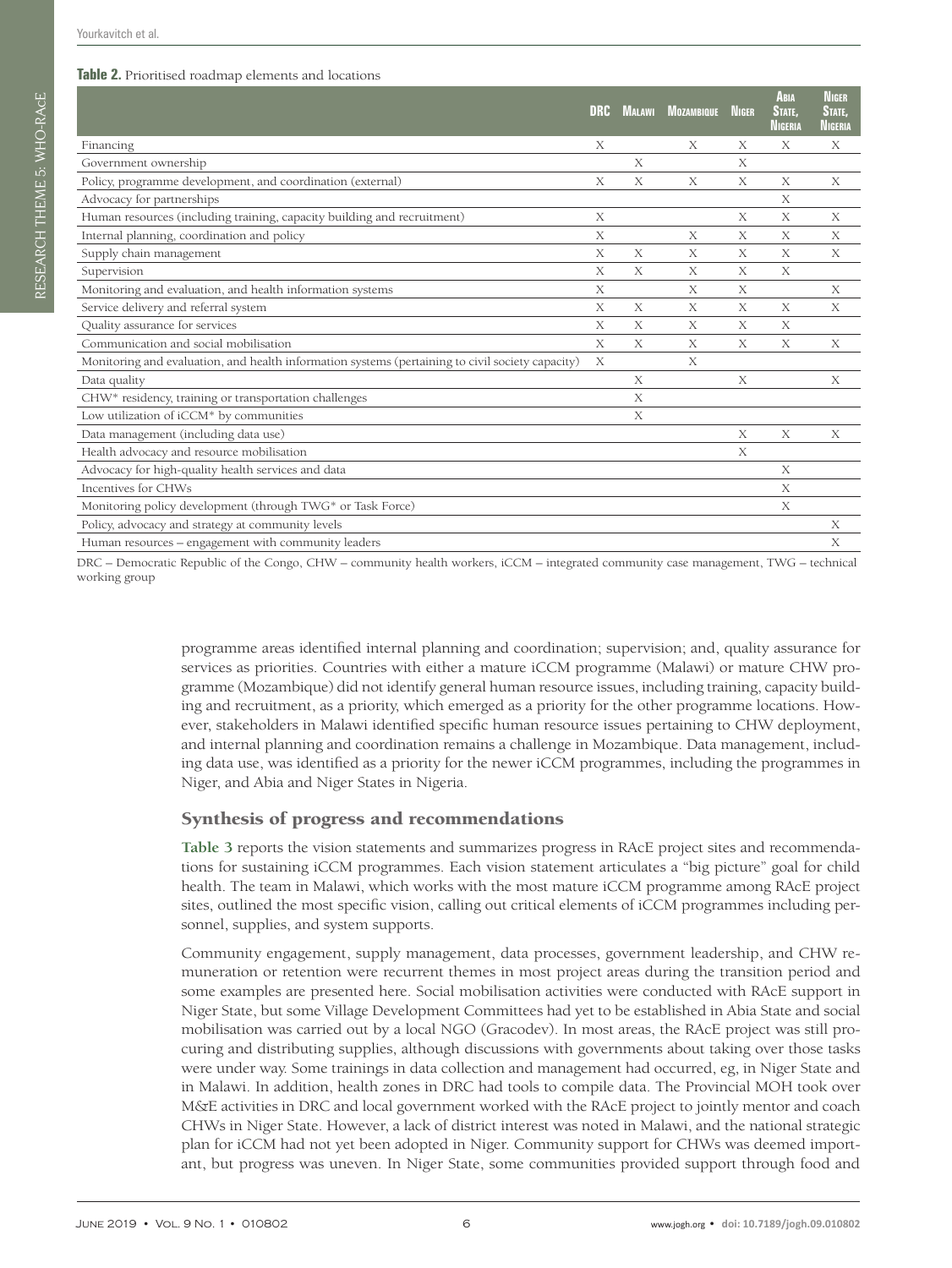**Table 2.** Prioritised roadmap elements and locations

| | DRC | Malawi | Mozambique | Niger | Abia State, Nigeria | Niger State, Nigeria |
|---|---|---|---|---|---|---|
| Financing | X | | X | X | X | X |
| Government ownership | | X | | X | | |
| Policy, programme development, and coordination (external) | X | X | X | X | X | X |
| Advocacy for partnerships | | | | | X | |
| Human resources (including training, capacity building and recruitment) | X | | | X | X | X |
| Internal planning, coordination and policy | X | | X | X | X | X |
| Supply chain management | X | X | X | X | X | X |
| Supervision | X | X | X | X | X | |
| Monitoring and evaluation, and health information systems | X | | X | X | | X |
| Service delivery and referral system | X | X | X | X | X | X |
| Quality assurance for services | X | X | X | X | X | |
| Communication and social mobilisation | X | X | X | X | X | X |
| Monitoring and evaluation, and health information systems (pertaining to civil society capacity) | X | | X | | | |
| Data quality | | X | | X | | X |
| CHW* residency, training or transportation challenges | | X | | | | |
| Low utilization of iCCM* by communities | | X | | | | |
| Data management (including data use) | | | | X | X | X |
| Health advocacy and resource mobilisation | | | | X | | |
| Advocacy for high-quality health services and data | | | | | X | |
| Incentives for CHWs | | | | | X | |
| Monitoring policy development (through TWG* or Task Force) | | | | | X | |
| Policy, advocacy and strategy at community levels | | | | | | X |
| Human resources – engagement with community leaders | | | | | | X |

DRC – Democratic Republic of the Congo, CHW – community health workers, iCCM – integrated community case management, TWG – technical working group

programme areas identified internal planning and coordination; supervision; and, quality assurance for services as priorities. Countries with either a mature iCCM programme (Malawi) or mature CHW programme (Mozambique) did not identify general human resource issues, including training, capacity building and recruitment, as a priority, which emerged as a priority for the other programme locations. However, stakeholders in Malawi identified specific human resource issues pertaining to CHW deployment, and internal planning and coordination remains a challenge in Mozambique. Data management, including data use, was identified as a priority for the newer iCCM programmes, including the programmes in Niger, and Abia and Niger States in Nigeria.

## Synthesis of progress and recommendations

**Table 3** reports the vision statements and summarizes progress in RAcE project sites and recommendations for sustaining iCCM programmes. Each vision statement articulates a "big picture" goal for child health. The team in Malawi, which works with the most mature iCCM programme among RAcE project sites, outlined the most specific vision, calling out critical elements of iCCM programmes including personnel, supplies, and system supports.

Community engagement, supply management, data processes, government leadership, and CHW remuneration or retention were recurrent themes in most project areas during the transition period and some examples are presented here. Social mobilisation activities were conducted with RAcE support in Niger State, but some Village Development Committees had yet to be established in Abia State and social mobilisation was carried out by a local NGO (Gracodev). In most areas, the RAcE project was still procuring and distributing supplies, although discussions with governments about taking over those tasks were under way. Some trainings in data collection and management had occurred, eg, in Niger State and in Malawi. In addition, health zones in DRC had tools to compile data. The Provincial MOH took over M&E activities in DRC and local government worked with the RAcE project to jointly mentor and coach CHWs in Niger State. However, a lack of district interest was noted in Malawi, and the national strategic plan for iCCM had not yet been adopted in Niger. Community support for CHWs was deemed important, but progress was uneven. In Niger State, some communities provided support through food and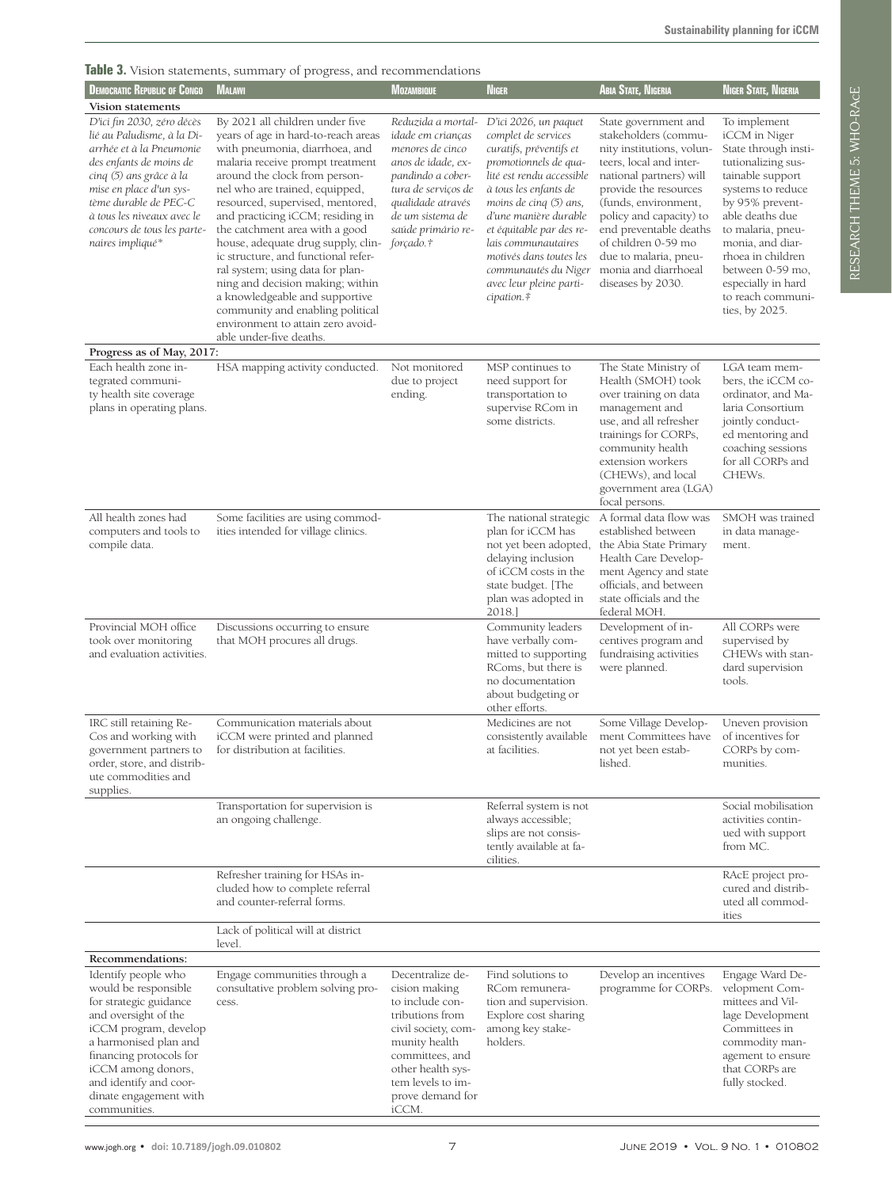**Table 3.** Vision statements, summary of progress, and recommendations

| Democratic Republic of Congo | Malawi | Mozambique | Niger | Abia State, Nigeria | Niger State, Nigeria |
|---|---|---|---|---|---|
| **Vision statements** | | | | | |
| *D'ici fin 2030, zéro décès lié au Paludisme, à la Diarrhée et à la Pneumonie des enfants de moins de cinq (5) ans grâce à la mise en place d'un système durable de PEC-C à tous les niveaux avec le concours de tous les partenaires impliqué** | By 2021 all children under five years of age in hard-to-reach areas with pneumonia, diarrhoea, and malaria receive prompt treatment around the clock from personnel who are trained, equipped, resourced, supervised, mentored, and practicing iCCM; residing in the catchment area with a good house, adequate drug supply, clinic structure, and functional referral system; using data for planning and decision making; within a knowledgeable and supportive community and enabling political environment to attain zero avoidable under-five deaths. | *Reduzida a mortalidade em crianças menores de cinco anos de idade, expandindo a cobertura de serviços de qualidade através de um sistema de saúde primário reforçado.†* | *D'ici 2026, un paquet complet de services curatifs, préventifs et promotionnels de qualité est rendu accessible à tous les enfants de moins de cinq (5) ans, d'une manière durable et équitable par des relais communautaires motivés dans toutes les communautés du Niger avec leur pleine participation.‡* | State government and stakeholders (community institutions, volunteers, local and international partners) will provide the resources (funds, environment, policy and capacity) to end preventable deaths of children 0-59 mo due to malaria, pneumonia and diarrhoeal diseases by 2030. | To implement iCCM in Niger State through institutionalizing sustainable support systems to reduce by 95% preventable deaths due to malaria, pneumonia, and diarrhoea in children between 0-59 mo, especially in hard to reach communities, by 2025. |
| **Progress as of May, 2017:** | | | | | |
| Each health zone integrated community health site coverage plans in operating plans. | HSA mapping activity conducted. | Not monitored due to project ending. | MSP continues to need support for transportation to supervise RCom in some districts. | The State Ministry of Health (SMOH) took over training on data management and use, and all refresher trainings for CORPs, community health extension workers (CHEWs), and local government area (LGA) focal persons. | LGA team members, the iCCM coordinator, and Malaria Consortium jointly conducted mentoring and coaching sessions for all CORPs and CHEWs. |
| All health zones had computers and tools to compile data. | Some facilities are using commodities intended for village clinics. | | The national strategic plan for iCCM has not yet been adopted, delaying inclusion of iCCM costs in the state budget. [The plan was adopted in 2018.] | A formal data flow was established between the Abia State Primary Health Care Development Agency and state officials, and between state officials and the federal MOH. | SMOH was trained in data management. |
| Provincial MOH office took over monitoring and evaluation activities. | Discussions occurring to ensure that MOH procures all drugs. | | Community leaders have verbally committed to supporting RComs, but there is no documentation about budgeting or other efforts. | Development of incentives program and fundraising activities were planned. | All CORPs were supervised by CHEWs with standard supervision tools. |
| IRC still retaining ReCos and working with government partners to order, store, and distribute commodities and supplies. | Communication materials about iCCM were printed and planned for distribution at facilities. | | Medicines are not consistently available at facilities. | Some Village Development Committees have not yet been established. | Uneven provision of incentives for CORPs by communities. |
| | Transportation for supervision is an ongoing challenge. | | Referral system is not always accessible; slips are not consistently available at facilities. | | Social mobilisation activities continued with support from MC. |
| | Refresher training for HSAs included how to complete referral and counter-referral forms. | | | | RAcE project procured and distributed all commodities |
| | Lack of political will at district level. | | | | |
| **Recommendations:** | | | | | |
| Identify people who would be responsible for strategic guidance and oversight of the iCCM program, develop a harmonised plan and financing protocols for iCCM among donors, and identify and coordinate engagement with communities. | Engage communities through a consultative problem solving process. | Decentralize decision making to include contributions from civil society, community health committees, and other health system levels to improve demand for iCCM. | Find solutions to RCom remuneration and supervision. Explore cost sharing among key stakeholders. | Develop an incentives programme for CORPs. | Engage Ward Development Committees and Village Development Committees in commodity management to ensure that CORPs are fully stocked. |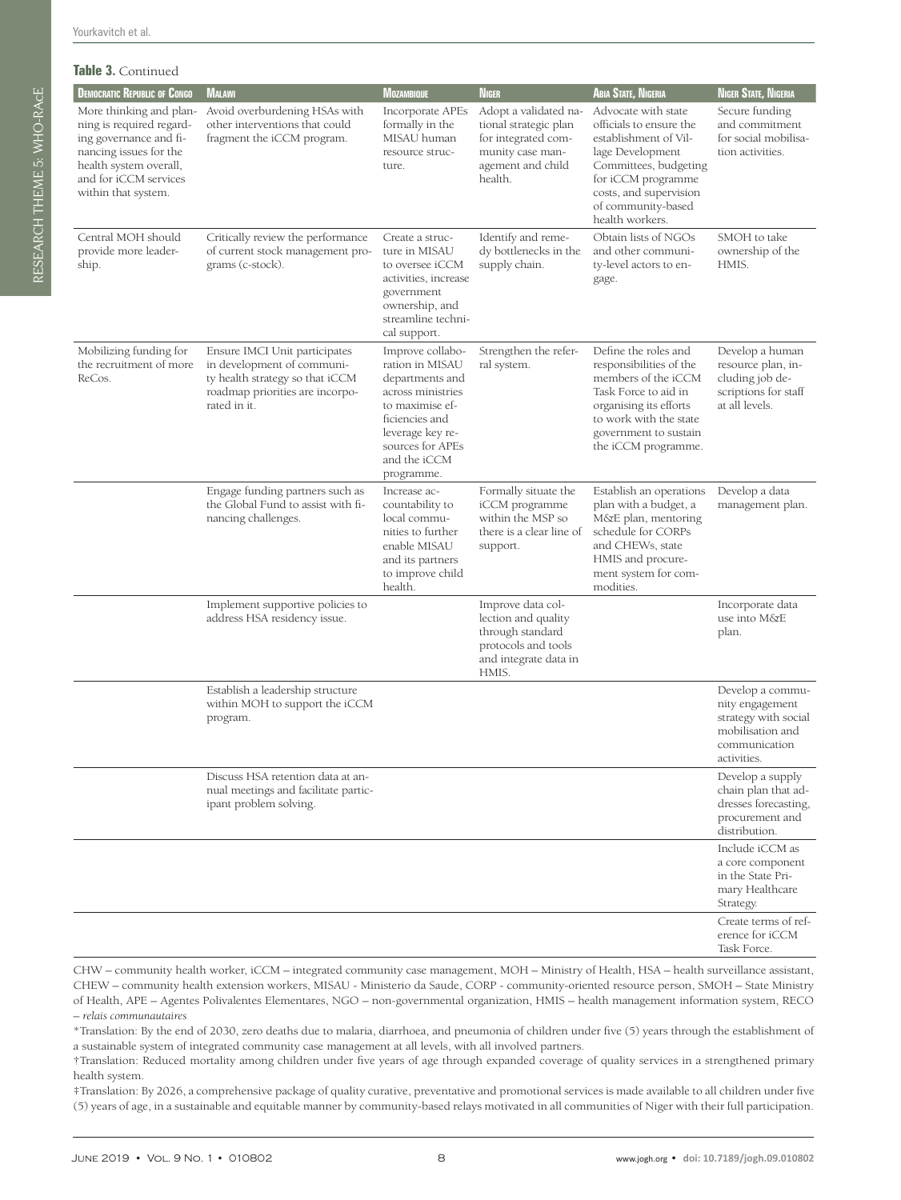**Table 3.** Continued

| Democratic Republic of Congo | Malawi | Mozambique | Niger | Abia State, Nigeria | Niger State, Nigeria |
|---|---|---|---|---|---|
| More thinking and planning is required regarding governance and financing issues for the health system overall, and for iCCM services within that system. | Avoid overburdening HSAs with other interventions that could fragment the iCCM program. | Incorporate APEs formally in the MISAU human resource structure. | Adopt a validated national strategic plan for integrated community case management and child health. | Advocate with state officials to ensure the establishment of Village Development Committees, budgeting for iCCM programme costs, and supervision of community-based health workers. | Secure funding and commitment for social mobilisation activities. |
| Central MOH should provide more leadership. | Critically review the performance of current stock management programs (c-stock). | Create a structure in MISAU to oversee iCCM activities, increase government ownership, and streamline technical support. | Identify and remedy bottlenecks in the supply chain. | Obtain lists of NGOs and other community-level actors to engage. | SMOH to take ownership of the HMIS. |
| Mobilizing funding for the recruitment of more ReCos. | Ensure IMCI Unit participates in development of community health strategy so that iCCM roadmap priorities are incorporated in it. | Improve collaboration in MISAU departments and across ministries to maximise efficiencies and leverage key resources for APEs and the iCCM programme. | Strengthen the referral system. | Define the roles and responsibilities of the members of the iCCM Task Force to aid in organising its efforts to work with the state government to sustain the iCCM programme. | Develop a human resource plan, including job descriptions for staff at all levels. |
| | Engage funding partners such as the Global Fund to assist with financing challenges. | Increase accountability to local communities to further enable MISAU and its partners to improve child health. | Formally situate the iCCM programme within the MSP so there is a clear line of support. | Establish an operations plan with a budget, a M&E plan, mentoring schedule for CORPs and CHEWs, state HMIS and procurement system for commodities. | Develop a data management plan. |
| | Implement supportive policies to address HSA residency issue. | | Improve data collection and quality through standard protocols and tools and integrate data in HMIS. | | Incorporate data use into M&E plan. |
| | Establish a leadership structure within MOH to support the iCCM program. | | | | Develop a community engagement strategy with social mobilisation and communication activities. |
| | Discuss HSA retention data at annual meetings and facilitate participant problem solving. | | | | Develop a supply chain plan that addresses forecasting, procurement and distribution. |
| | | | | | Include iCCM as a core component in the State Primary Healthcare Strategy. |
| | | | | | Create terms of reference for iCCM Task Force. |

CHW – community health worker, iCCM – integrated community case management, MOH – Ministry of Health, HSA – health surveillance assistant, CHEW – community health extension workers, MISAU - Ministerio da Saude, CORP - community-oriented resource person, SMOH – State Ministry of Health, APE – Agentes Polivalentes Elementares, NGO – non-governmental organization, HMIS – health management information system, RECO – *relais communautaires*

*Translation: By the end of 2030, zero deaths due to malaria, diarrhoea, and pneumonia of children under five (5) years through the establishment of a sustainable system of integrated community case management at all levels, with all involved partners.

†Translation: Reduced mortality among children under five years of age through expanded coverage of quality services in a strengthened primary health system.

‡Translation: By 2026, a comprehensive package of quality curative, preventative and promotional services is made available to all children under five (5) years of age, in a sustainable and equitable manner by community-based relays motivated in all communities of Niger with their full participation.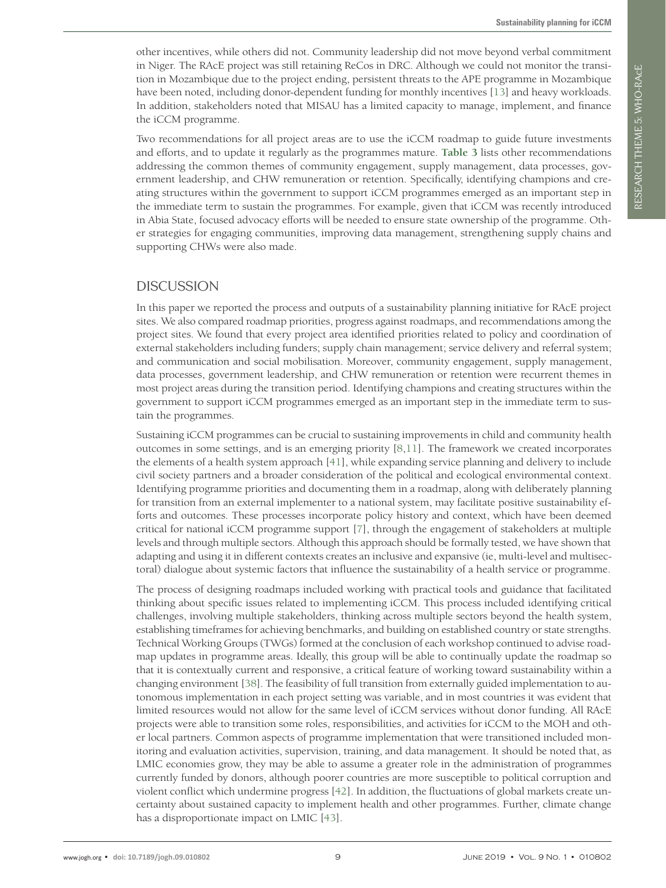other incentives, while others did not. Community leadership did not move beyond verbal commitment in Niger. The RAcE project was still retaining ReCos in DRC. Although we could not monitor the transition in Mozambique due to the project ending, persistent threats to the APE programme in Mozambique have been noted, including donor-dependent funding for monthly incentives [13] and heavy workloads. In addition, stakeholders noted that MISAU has a limited capacity to manage, implement, and finance the iCCM programme.

Two recommendations for all project areas are to use the iCCM roadmap to guide future investments and efforts, and to update it regularly as the programmes mature. **Table 3** lists other recommendations addressing the common themes of community engagement, supply management, data processes, government leadership, and CHW remuneration or retention. Specifically, identifying champions and creating structures within the government to support iCCM programmes emerged as an important step in the immediate term to sustain the programmes. For example, given that iCCM was recently introduced in Abia State, focused advocacy efforts will be needed to ensure state ownership of the programme. Other strategies for engaging communities, improving data management, strengthening supply chains and supporting CHWs were also made.

## DISCUSSION

In this paper we reported the process and outputs of a sustainability planning initiative for RAcE project sites. We also compared roadmap priorities, progress against roadmaps, and recommendations among the project sites. We found that every project area identified priorities related to policy and coordination of external stakeholders including funders; supply chain management; service delivery and referral system; and communication and social mobilisation. Moreover, community engagement, supply management, data processes, government leadership, and CHW remuneration or retention were recurrent themes in most project areas during the transition period. Identifying champions and creating structures within the government to support iCCM programmes emerged as an important step in the immediate term to sustain the programmes.

Sustaining iCCM programmes can be crucial to sustaining improvements in child and community health outcomes in some settings, and is an emerging priority [8,11]. The framework we created incorporates the elements of a health system approach [41], while expanding service planning and delivery to include civil society partners and a broader consideration of the political and ecological environmental context. Identifying programme priorities and documenting them in a roadmap, along with deliberately planning for transition from an external implementer to a national system, may facilitate positive sustainability efforts and outcomes. These processes incorporate policy history and context, which have been deemed critical for national iCCM programme support [7], through the engagement of stakeholders at multiple levels and through multiple sectors. Although this approach should be formally tested, we have shown that adapting and using it in different contexts creates an inclusive and expansive (ie, multi-level and multisectoral) dialogue about systemic factors that influence the sustainability of a health service or programme.

The process of designing roadmaps included working with practical tools and guidance that facilitated thinking about specific issues related to implementing iCCM. This process included identifying critical challenges, involving multiple stakeholders, thinking across multiple sectors beyond the health system, establishing timeframes for achieving benchmarks, and building on established country or state strengths. Technical Working Groups (TWGs) formed at the conclusion of each workshop continued to advise roadmap updates in programme areas. Ideally, this group will be able to continually update the roadmap so that it is contextually current and responsive, a critical feature of working toward sustainability within a changing environment [38]. The feasibility of full transition from externally guided implementation to autonomous implementation in each project setting was variable, and in most countries it was evident that limited resources would not allow for the same level of iCCM services without donor funding. All RAcE projects were able to transition some roles, responsibilities, and activities for iCCM to the MOH and other local partners. Common aspects of programme implementation that were transitioned included monitoring and evaluation activities, supervision, training, and data management. It should be noted that, as LMIC economies grow, they may be able to assume a greater role in the administration of programmes currently funded by donors, although poorer countries are more susceptible to political corruption and violent conflict which undermine progress [42]. In addition, the fluctuations of global markets create uncertainty about sustained capacity to implement health and other programmes. Further, climate change has a disproportionate impact on LMIC [43].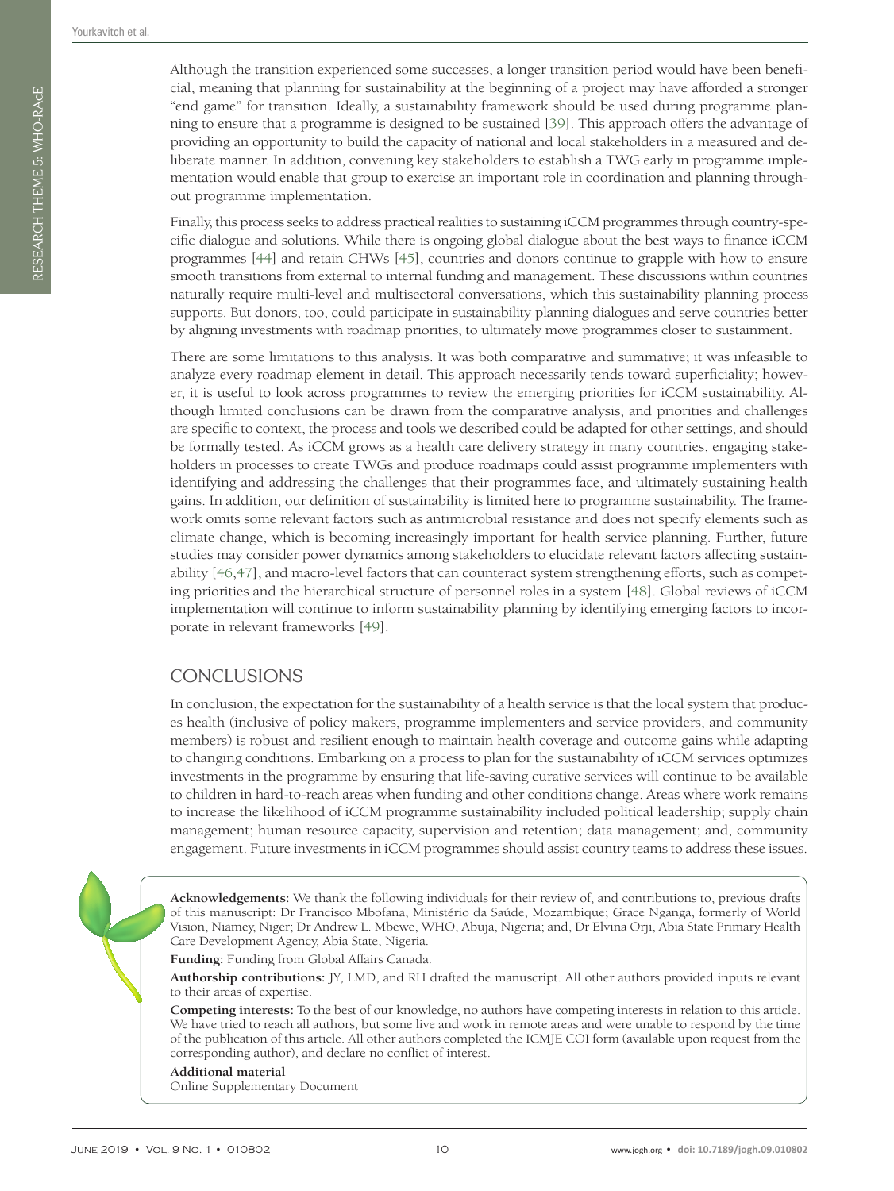Although the transition experienced some successes, a longer transition period would have been beneficial, meaning that planning for sustainability at the beginning of a project may have afforded a stronger "end game" for transition. Ideally, a sustainability framework should be used during programme planning to ensure that a programme is designed to be sustained [39]. This approach offers the advantage of providing an opportunity to build the capacity of national and local stakeholders in a measured and deliberate manner. In addition, convening key stakeholders to establish a TWG early in programme implementation would enable that group to exercise an important role in coordination and planning throughout programme implementation.

Finally, this process seeks to address practical realities to sustaining iCCM programmes through country-specific dialogue and solutions. While there is ongoing global dialogue about the best ways to finance iCCM programmes [44] and retain CHWs [45], countries and donors continue to grapple with how to ensure smooth transitions from external to internal funding and management. These discussions within countries naturally require multi-level and multisectoral conversations, which this sustainability planning process supports. But donors, too, could participate in sustainability planning dialogues and serve countries better by aligning investments with roadmap priorities, to ultimately move programmes closer to sustainment.

There are some limitations to this analysis. It was both comparative and summative; it was infeasible to analyze every roadmap element in detail. This approach necessarily tends toward superficiality; however, it is useful to look across programmes to review the emerging priorities for iCCM sustainability. Although limited conclusions can be drawn from the comparative analysis, and priorities and challenges are specific to context, the process and tools we described could be adapted for other settings, and should be formally tested. As iCCM grows as a health care delivery strategy in many countries, engaging stakeholders in processes to create TWGs and produce roadmaps could assist programme implementers with identifying and addressing the challenges that their programmes face, and ultimately sustaining health gains. In addition, our definition of sustainability is limited here to programme sustainability. The framework omits some relevant factors such as antimicrobial resistance and does not specify elements such as climate change, which is becoming increasingly important for health service planning. Further, future studies may consider power dynamics among stakeholders to elucidate relevant factors affecting sustainability [46,47], and macro-level factors that can counteract system strengthening efforts, such as competing priorities and the hierarchical structure of personnel roles in a system [48]. Global reviews of iCCM implementation will continue to inform sustainability planning by identifying emerging factors to incorporate in relevant frameworks [49].

## CONCLUSIONS

In conclusion, the expectation for the sustainability of a health service is that the local system that produces health (inclusive of policy makers, programme implementers and service providers, and community members) is robust and resilient enough to maintain health coverage and outcome gains while adapting to changing conditions. Embarking on a process to plan for the sustainability of iCCM services optimizes investments in the programme by ensuring that life-saving curative services will continue to be available to children in hard-to-reach areas when funding and other conditions change. Areas where work remains to increase the likelihood of iCCM programme sustainability included political leadership; supply chain management; human resource capacity, supervision and retention; data management; and, community engagement. Future investments in iCCM programmes should assist country teams to address these issues.

**Acknowledgements:** We thank the following individuals for their review of, and contributions to, previous drafts of this manuscript: Dr Francisco Mbofana, Ministério da Saúde, Mozambique; Grace Nganga, formerly of World Vision, Niamey, Niger; Dr Andrew L. Mbewe, WHO, Abuja, Nigeria; and, Dr Elvina Orji, Abia State Primary Health Care Development Agency, Abia State, Nigeria.

**Funding:** Funding from Global Affairs Canada.

**Authorship contributions:** JY, LMD, and RH drafted the manuscript. All other authors provided inputs relevant to their areas of expertise.

**Competing interests:** To the best of our knowledge, no authors have competing interests in relation to this article. We have tried to reach all authors, but some live and work in remote areas and were unable to respond by the time of the publication of this article. All other authors completed the ICMJE COI form (available upon request from the corresponding author), and declare no conflict of interest.

**Additional material**

Online Supplementary Document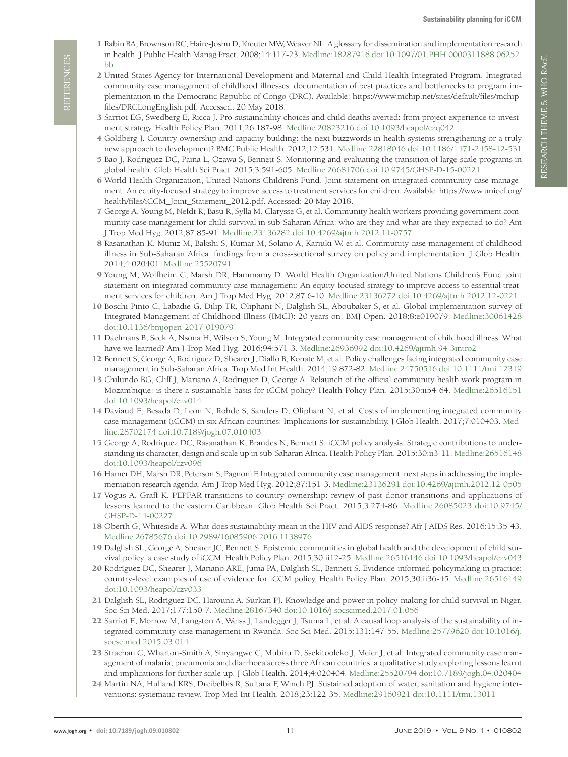1. Rabin BA, Brownson RC, Haire-Joshu D, Kreuter MW, Weaver NL. A glossary for dissemination and implementation research in health. J Public Health Manag Pract. 2008;14:117-23. Medline:18287916 doi:10.1097/01.PHH.0000311888.06252.bb
2. United States Agency for International Development and Maternal and Child Health Integrated Program. Integrated community case management of childhood illnesses: documentation of best practices and bottlenecks to program implementation in the Democratic Republic of Congo (DRC). Available: https://www.mchip.net/sites/default/files/mchip-files/DRCLongEnglish.pdf. Accessed: 20 May 2018.
3. Sarriot EG, Swedberg E, Ricca J. Pro-sustainability choices and child deaths averted: from project experience to investment strategy. Health Policy Plan. 2011;26:187-98. Medline:20823216 doi:10.1093/heapol/czq042
4. Goldberg J. Country ownership and capacity building: the next buzzwords in health systems strengthening or a truly new approach to development? BMC Public Health. 2012;12:531. Medline:22818046 doi:10.1186/1471-2458-12-531
5. Bao J, Rodriguez DC, Paina L, Ozawa S, Bennett S. Monitoring and evaluating the transition of large-scale programs in global health. Glob Health Sci Pract. 2015;3:591-605. Medline:26681706 doi:10.9745/GHSP-D-15-00221
6. World Health Organization, United Nations Children's Fund. Joint statement on integrated community case management: An equity-focused strategy to improve access to treatment services for children. Available: https://www.unicef.org/health/files/iCCM_Joint_Statement_2012.pdf. Accessed: 20 May 2018.
7. George A, Young M, Nefdt R, Basu R, Sylla M, Clarysse G, et al. Community health workers providing government community case management for child survival in sub-Saharan Africa: who are they and what are they expected to do? Am J Trop Med Hyg. 2012;87:85-91. Medline:23136282 doi:10.4269/ajtmh.2012.11-0757
8. Rasanathan K, Muniz M, Bakshi S, Kumar M, Solano A, Kariuki W, et al. Community case management of childhood illness in Sub-Saharan Africa: findings from a cross-sectional survey on policy and implementation. J Glob Health. 2014;4:020401. Medline:25520791
9. Young M, Wolfheim C, Marsh DR, Hammamy D. World Health Organization/United Nations Children's Fund joint statement on integrated community case management: An equity-focused strategy to improve access to essential treatment services for children. Am J Trop Med Hyg. 2012;87:6-10. Medline:23136272 doi:10.4269/ajtmh.2012.12-0221
10. Boschi-Pinto C, Labadie G, Dilip TR, Oliphant N, Dalglish SL, Aboubaker S, et al. Global implementation survey of Integrated Management of Childhood Illness (IMCI): 20 years on. BMJ Open. 2018;8:e019079. Medline:30061428 doi:10.1136/bmjopen-2017-019079
11. Daelmans B, Seck A, Nsona H, Wilson S, Young M. Integrated community case management of childhood illness: What have we learned? Am J Trop Med Hyg. 2016;94:571-3. Medline:26936992 doi:10.4269/ajtmh.94-3intro2
12. Bennett S, George A, Rodriguez D, Shearer J, Diallo B, Konate M, et al. Policy challenges facing integrated community case management in Sub-Saharan Africa. Trop Med Int Health. 2014;19:872-82. Medline:24750516 doi:10.1111/tmi.12319
13. Chilundo BG, Cliff J, Mariano A, Rodriguez D, George A. Relaunch of the official community health work program in Mozambique: is there a sustainable basis for iCCM policy? Health Policy Plan. 2015;30:ii54-64. Medline:26516151 doi:10.1093/heapol/czv014
14. Daviaud E, Besada D, Leon N, Rohde S, Sanders D, Oliphant N, et al. Costs of implementing integrated community case management (iCCM) in six African countries: Implications for sustainability. J Glob Health. 2017;7:010403. Medline:28702174 doi:10.7189/jogh.07.010403
15. George A, Rodriquez DC, Rasanathan K, Brandes N, Bennett S. iCCM policy analysis: Strategic contributions to understanding its character, design and scale up in sub-Saharan Africa. Health Policy Plan. 2015;30:ii3-11. Medline:26516148 doi:10.1093/heapol/czv096
16. Hamer DH, Marsh DR, Peterson S, Pagnoni F. Integrated community case management: next steps in addressing the implementation research agenda. Am J Trop Med Hyg. 2012;87:151-3. Medline:23136291 doi:10.4269/ajtmh.2012.12-0505
17. Vogus A, Graff K. PEPFAR transitions to country ownership: review of past donor transitions and applications of lessons learned to the eastern Caribbean. Glob Health Sci Pract. 2015;3:274-86. Medline:26085023 doi:10.9745/GHSP-D-14-00227
18. Oberth G, Whiteside A. What does sustainability mean in the HIV and AIDS response? Afr J AIDS Res. 2016;15:35-43. Medline:26785676 doi:10.2989/16085906.2016.1138976
19. Dalglish SL, George A, Shearer JC, Bennett S. Epistemic communities in global health and the development of child survival policy: a case study of iCCM. Health Policy Plan. 2015;30:ii12-25. Medline:26516146 doi:10.1093/heapol/czv043
20. Rodríguez DC, Shearer J, Mariano ARE, Juma PA, Dalglish SL, Bennett S. Evidence-informed policymaking in practice: country-level examples of use of evidence for iCCM policy. Health Policy Plan. 2015;30:ii36-45. Medline:26516149 doi:10.1093/heapol/czv033
21. Dalglish SL, Rodríguez DC, Harouna A, Surkan PJ. Knowledge and power in policy-making for child survival in Niger. Soc Sci Med. 2017;177:150-7. Medline:28167340 doi:10.1016/j.socscimed.2017.01.056
22. Sarriot E, Morrow M, Langston A, Weiss J, Landegger J, Tsuma L, et al. A causal loop analysis of the sustainability of integrated community case management in Rwanda. Soc Sci Med. 2015;131:147-55. Medline:25779620 doi:10.1016/j.socscimed.2015.03.014
23. Strachan C, Wharton-Smith A, Sinyangwe C, Mubiru D, Ssekitooleko J, Meier J, et al. Integrated community case management of malaria, pneumonia and diarrhoea across three African countries: a qualitative study exploring lessons learnt and implications for further scale up. J Glob Health. 2014;4:020404. Medline:25520794 doi:10.7189/jogh.04.020404
24. Martin NA, Hulland KRS, Dreibelbis R, Sultana F, Winch PJ. Sustained adoption of water, sanitation and hygiene interventions: systematic review. Trop Med Int Health. 2018;23:122-35. Medline:29160921 doi:10.1111/tmi.13011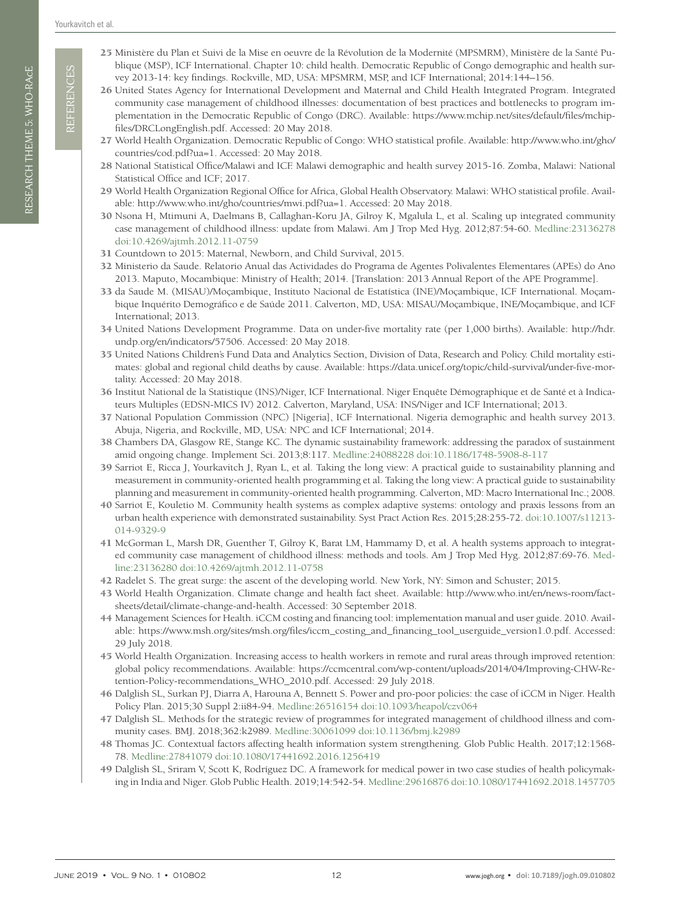25 Ministère du Plan et Suivi de la Mise en oeuvre de la Révolution de la Modernité (MPSMRM), Ministère de la Santé Publique (MSP), ICF International. Chapter 10: child health. Democratic Republic of Congo demographic and health survey 2013-14: key findings. Rockville, MD, USA: MPSMRM, MSP, and ICF International; 2014:144–156.

26 United States Agency for International Development and Maternal and Child Health Integrated Program. Integrated community case management of childhood illnesses: documentation of best practices and bottlenecks to program implementation in the Democratic Republic of Congo (DRC). Available: https://www.mchip.net/sites/default/files/mchip-files/DRCLongEnglish.pdf. Accessed: 20 May 2018.

27 World Health Organization. Democratic Republic of Congo: WHO statistical profile. Available: http://www.who.int/gho/countries/cod.pdf?ua=1. Accessed: 20 May 2018.

28 National Statistical Office/Malawi and ICF. Malawi demographic and health survey 2015-16. Zomba, Malawi: National Statistical Office and ICF; 2017.

29 World Health Organization Regional Office for Africa, Global Health Observatory. Malawi: WHO statistical profile. Available: http://www.who.int/gho/countries/mwi.pdf?ua=1. Accessed: 20 May 2018.

30 Nsona H, Mtimuni A, Daelmans B, Callaghan-Koru JA, Gilroy K, Mgalula L, et al. Scaling up integrated community case management of childhood illness: update from Malawi. Am J Trop Med Hyg. 2012;87:54-60. Medline:23136278 doi:10.4269/ajtmh.2012.11-0759

31 Countdown to 2015: Maternal, Newborn, and Child Survival, 2015.

32 Ministerio da Saude. Relatorio Anual das Actividades do Programa de Agentes Polivalentes Elementares (APEs) do Ano 2013. Maputo, Mocambique: Ministry of Health; 2014. [Translation: 2013 Annual Report of the APE Programme].

33 da Saude M. (MISAU)/Moçambique, Instituto Nacional de Estatística (INE)/Moçambique, ICF International. Moçambique Inquérito Demográfico e de Saúde 2011. Calverton, MD, USA: MISAU/Moçambique, INE/Moçambique, and ICF International; 2013.

34 United Nations Development Programme. Data on under-five mortality rate (per 1,000 births). Available: http://hdr.undp.org/en/indicators/57506. Accessed: 20 May 2018.

35 United Nations Children's Fund Data and Analytics Section, Division of Data, Research and Policy. Child mortality estimates: global and regional child deaths by cause. Available: https://data.unicef.org/topic/child-survival/under-five-mortality. Accessed: 20 May 2018.

36 Institut National de la Statistique (INS)/Niger, ICF International. Niger Enquête Démographique et de Santé et à Indicateurs Multiples (EDSN-MICS IV) 2012. Calverton, Maryland, USA: INS/Niger and ICF International; 2013.

37 National Population Commission (NPC) [Nigeria], ICF International. Nigeria demographic and health survey 2013. Abuja, Nigeria, and Rockville, MD, USA: NPC and ICF International; 2014.

38 Chambers DA, Glasgow RE, Stange KC. The dynamic sustainability framework: addressing the paradox of sustainment amid ongoing change. Implement Sci. 2013;8:117. Medline:24088228 doi:10.1186/1748-5908-8-117

39 Sarriot E, Ricca J, Yourkavitch J, Ryan L, et al. Taking the long view: A practical guide to sustainability planning and measurement in community-oriented health programming et al. Taking the long view: A practical guide to sustainability planning and measurement in community-oriented health programming. Calverton, MD: Macro International Inc.; 2008.

40 Sarriot E, Kouletio M. Community health systems as complex adaptive systems: ontology and praxis lessons from an urban health experience with demonstrated sustainability. Syst Pract Action Res. 2015;28:255-72. doi:10.1007/s11213-014-9329-9

41 McGorman L, Marsh DR, Guenther T, Gilroy K, Barat LM, Hammamy D, et al. A health systems approach to integrated community case management of childhood illness: methods and tools. Am J Trop Med Hyg. 2012;87:69-76. Medline:23136280 doi:10.4269/ajtmh.2012.11-0758

42 Radelet S. The great surge: the ascent of the developing world. New York, NY: Simon and Schuster; 2015.

43 World Health Organization. Climate change and health fact sheet. Available: http://www.who.int/en/news-room/fact-sheets/detail/climate-change-and-health. Accessed: 30 September 2018.

44 Management Sciences for Health. iCCM costing and financing tool: implementation manual and user guide. 2010. Available: https://www.msh.org/sites/msh.org/files/iccm_costing_and_financing_tool_userguide_version1.0.pdf. Accessed: 29 July 2018.

45 World Health Organization. Increasing access to health workers in remote and rural areas through improved retention: global policy recommendations. Available: https://ccmcentral.com/wp-content/uploads/2014/04/Improving-CHW-Retention-Policy-recommendations_WHO_2010.pdf. Accessed: 29 July 2018.

46 Dalglish SL, Surkan PJ, Diarra A, Harouna A, Bennett S. Power and pro-poor policies: the case of iCCM in Niger. Health Policy Plan. 2015;30 Suppl 2:ii84-94. Medline:26516154 doi:10.1093/heapol/czv064

47 Dalglish SL. Methods for the strategic review of programmes for integrated management of childhood illness and community cases. BMJ. 2018;362:k2989. Medline:30061099 doi:10.1136/bmj.k2989

48 Thomas JC. Contextual factors affecting health information system strengthening. Glob Public Health. 2017;12:1568-78. Medline:27841079 doi:10.1080/17441692.2016.1256419

49 Dalglish SL, Sriram V, Scott K, Rodríguez DC. A framework for medical power in two case studies of health policymaking in India and Niger. Glob Public Health. 2019;14:542-54. Medline:29616876 doi:10.1080/17441692.2018.1457705